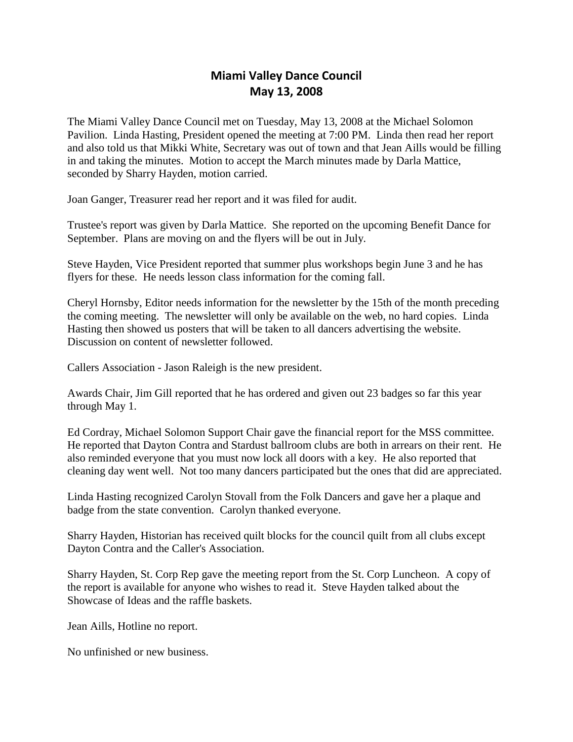# Miami Valley Dance Council
## May 13, 2008

The Miami Valley Dance Council met on Tuesday, May 13, 2008 at the Michael Solomon Pavilion. Linda Hasting, President opened the meeting at 7:00 PM. Linda then read her report and also told us that Mikki White, Secretary was out of town and that Jean Aills would be filling in and taking the minutes. Motion to accept the March minutes made by Darla Mattice, seconded by Sharry Hayden, motion carried.

Joan Ganger, Treasurer read her report and it was filed for audit.

Trustee's report was given by Darla Mattice. She reported on the upcoming Benefit Dance for September. Plans are moving on and the flyers will be out in July.

Steve Hayden, Vice President reported that summer plus workshops begin June 3 and he has flyers for these. He needs lesson class information for the coming fall.

Cheryl Hornsby, Editor needs information for the newsletter by the 15th of the month preceding the coming meeting. The newsletter will only be available on the web, no hard copies. Linda Hasting then showed us posters that will be taken to all dancers advertising the website. Discussion on content of newsletter followed.

Callers Association - Jason Raleigh is the new president.

Awards Chair, Jim Gill reported that he has ordered and given out 23 badges so far this year through May 1.

Ed Cordray, Michael Solomon Support Chair gave the financial report for the MSS committee. He reported that Dayton Contra and Stardust ballroom clubs are both in arrears on their rent. He also reminded everyone that you must now lock all doors with a key. He also reported that cleaning day went well. Not too many dancers participated but the ones that did are appreciated.

Linda Hasting recognized Carolyn Stovall from the Folk Dancers and gave her a plaque and badge from the state convention. Carolyn thanked everyone.

Sharry Hayden, Historian has received quilt blocks for the council quilt from all clubs except Dayton Contra and the Caller's Association.

Sharry Hayden, St. Corp Rep gave the meeting report from the St. Corp Luncheon. A copy of the report is available for anyone who wishes to read it. Steve Hayden talked about the Showcase of Ideas and the raffle baskets.

Jean Aills, Hotline no report.

No unfinished or new business.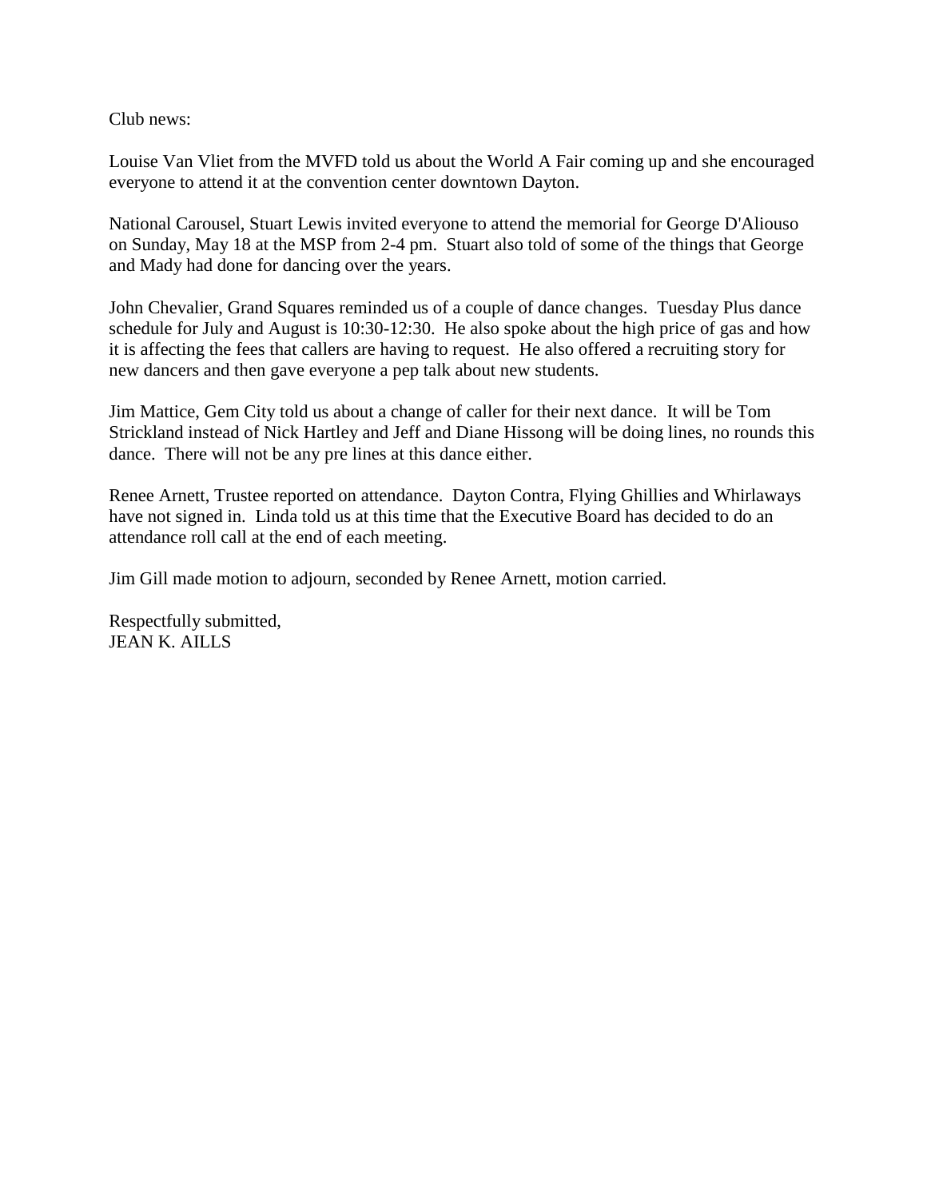Club news:

Louise Van Vliet from the MVFD told us about the World A Fair coming up and she encouraged everyone to attend it at the convention center downtown Dayton.

National Carousel, Stuart Lewis invited everyone to attend the memorial for George D'Aliouso on Sunday, May 18 at the MSP from 2-4 pm. Stuart also told of some of the things that George and Mady had done for dancing over the years.

John Chevalier, Grand Squares reminded us of a couple of dance changes. Tuesday Plus dance schedule for July and August is 10:30-12:30. He also spoke about the high price of gas and how it is affecting the fees that callers are having to request. He also offered a recruiting story for new dancers and then gave everyone a pep talk about new students.

Jim Mattice, Gem City told us about a change of caller for their next dance. It will be Tom Strickland instead of Nick Hartley and Jeff and Diane Hissong will be doing lines, no rounds this dance. There will not be any pre lines at this dance either.

Renee Arnett, Trustee reported on attendance. Dayton Contra, Flying Ghillies and Whirlaways have not signed in. Linda told us at this time that the Executive Board has decided to do an attendance roll call at the end of each meeting.

Jim Gill made motion to adjourn, seconded by Renee Arnett, motion carried.

Respectfully submitted,
JEAN K. AILLS